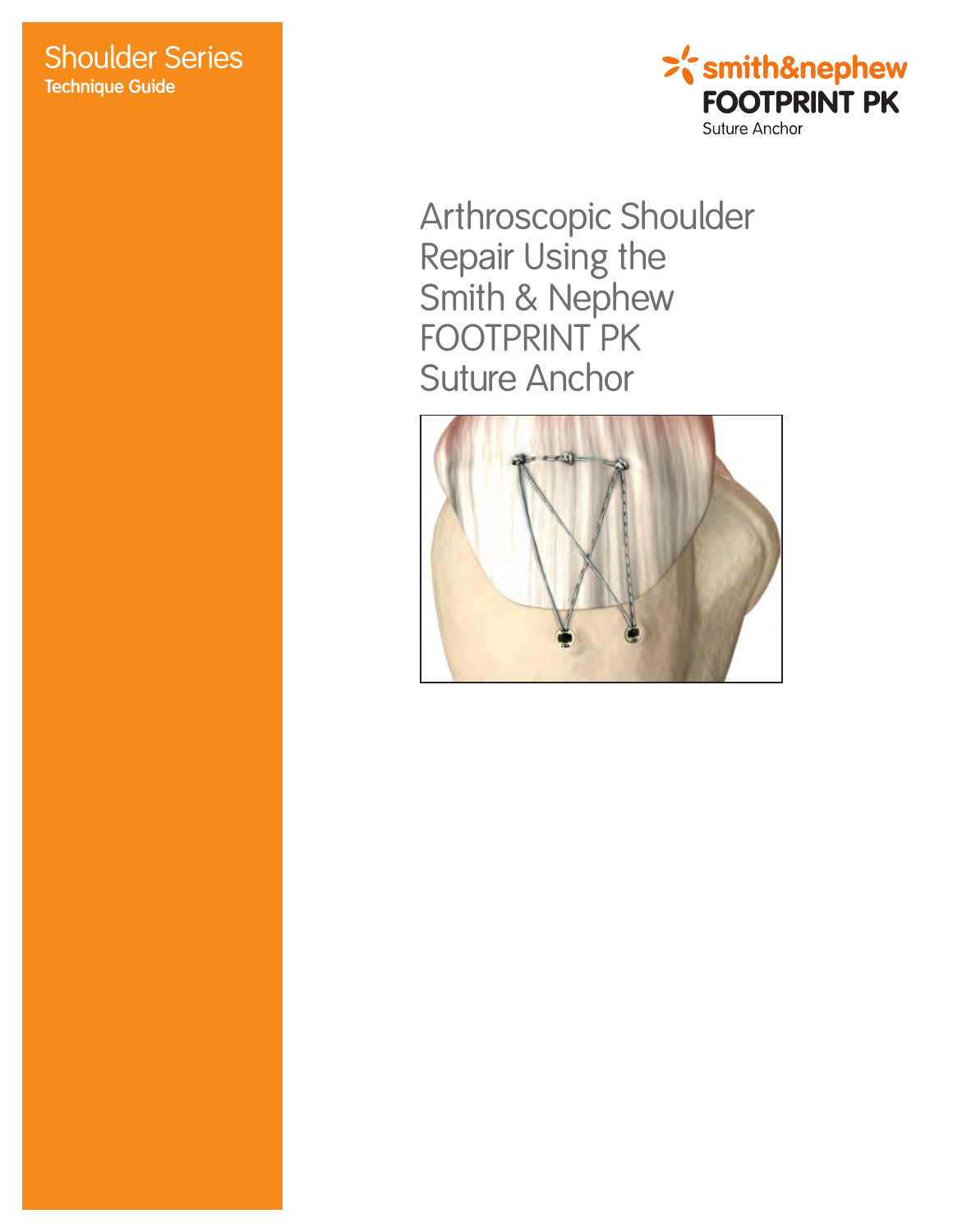Shoulder Series

**Technique Guide**

smith&nephew

**FOOTPRINT PK**

Suture Anchor

# Arthroscopic Shoulder Repair Using the Smith & Nephew FOOTPRINT PK Suture Anchor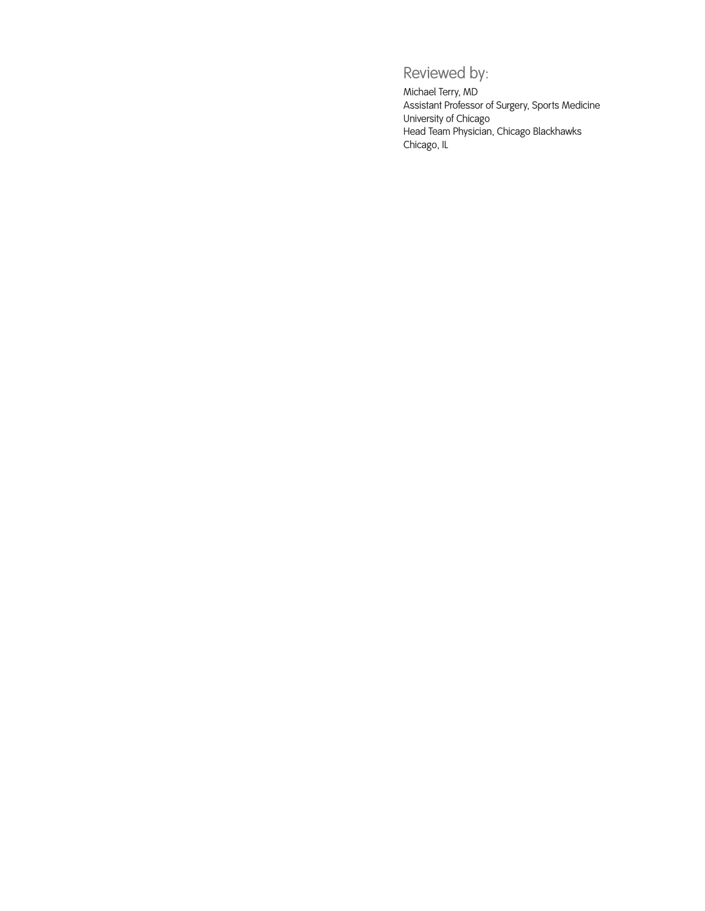## Reviewed by:

Michael Terry, MD  
Assistant Professor of Surgery, Sports Medicine  
University of Chicago  
Head Team Physician, Chicago Blackhawks  
Chicago, IL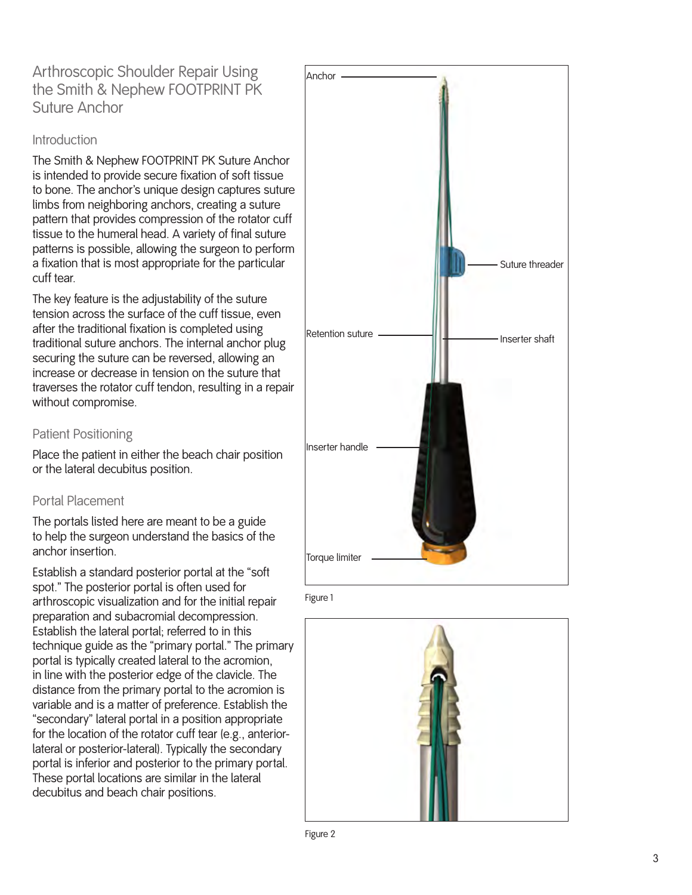# Arthroscopic Shoulder Repair Using the Smith & Nephew FOOTPRINT PK Suture Anchor

## Introduction

The Smith & Nephew FOOTPRINT PK Suture Anchor is intended to provide secure fixation of soft tissue to bone. The anchor's unique design captures suture limbs from neighboring anchors, creating a suture pattern that provides compression of the rotator cuff tissue to the humeral head. A variety of final suture patterns is possible, allowing the surgeon to perform a fixation that is most appropriate for the particular cuff tear.

The key feature is the adjustability of the suture tension across the surface of the cuff tissue, even after the traditional fixation is completed using traditional suture anchors. The internal anchor plug securing the suture can be reversed, allowing an increase or decrease in tension on the suture that traverses the rotator cuff tendon, resulting in a repair without compromise.

## Patient Positioning

Place the patient in either the beach chair position or the lateral decubitus position.

## Portal Placement

The portals listed here are meant to be a guide to help the surgeon understand the basics of the anchor insertion.

Establish a standard posterior portal at the "soft spot." The posterior portal is often used for arthroscopic visualization and for the initial repair preparation and subacromial decompression. Establish the lateral portal; referred to in this technique guide as the "primary portal." The primary portal is typically created lateral to the acromion, in line with the posterior edge of the clavicle. The distance from the primary portal to the acromion is variable and is a matter of preference. Establish the "secondary" lateral portal in a position appropriate for the location of the rotator cuff tear (e.g., anterior-lateral or posterior-lateral). Typically the secondary portal is inferior and posterior to the primary portal. These portal locations are similar in the lateral decubitus and beach chair positions.

Anchor

Suture threader

Retention suture

Inserter shaft

Inserter handle

Torque limiter

Figure 1

Figure 2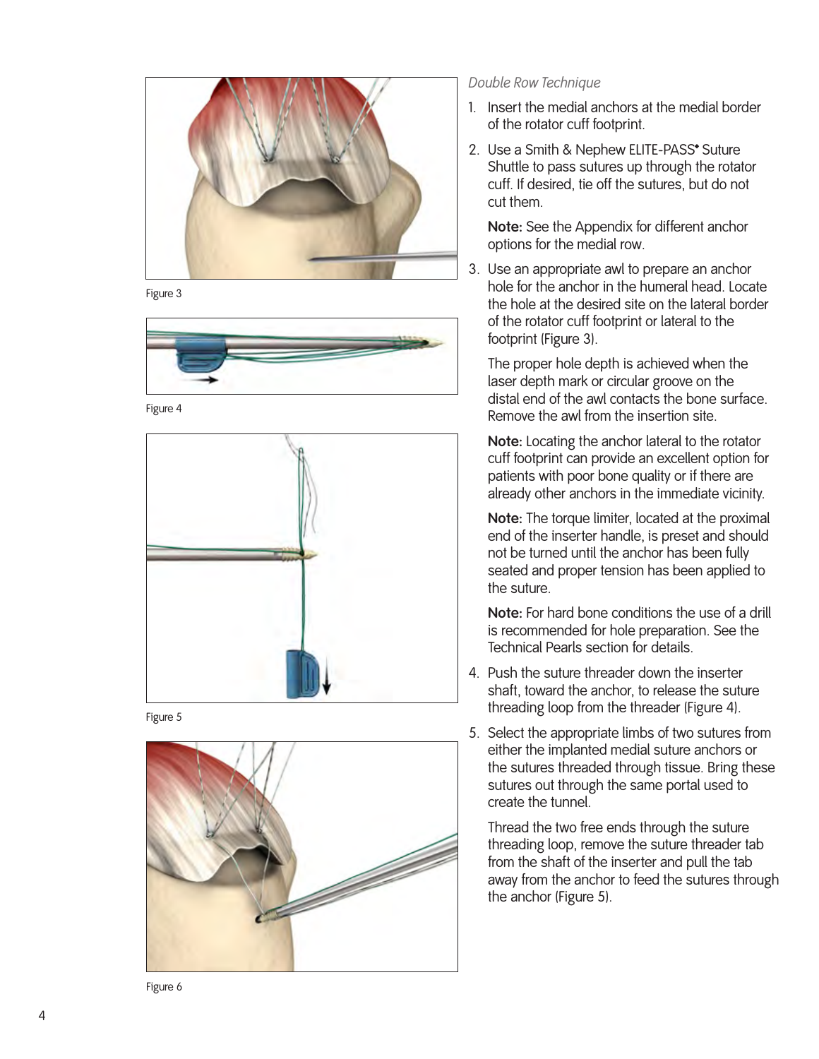Figure 3

Figure 4

Figure 5

Figure 6

*Double Row Technique*

1. Insert the medial anchors at the medial border of the rotator cuff footprint.
2. Use a Smith & Nephew ELITE-PASS◊ Suture Shuttle to pass sutures up through the rotator cuff. If desired, tie off the sutures, but do not cut them.

   **Note:** See the Appendix for different anchor options for the medial row.

3. Use an appropriate awl to prepare an anchor hole for the anchor in the humeral head. Locate the hole at the desired site on the lateral border of the rotator cuff footprint or lateral to the footprint (Figure 3).

   The proper hole depth is achieved when the laser depth mark or circular groove on the distal end of the awl contacts the bone surface. Remove the awl from the insertion site.

   **Note:** Locating the anchor lateral to the rotator cuff footprint can provide an excellent option for patients with poor bone quality or if there are already other anchors in the immediate vicinity.

   **Note:** The torque limiter, located at the proximal end of the inserter handle, is preset and should not be turned until the anchor has been fully seated and proper tension has been applied to the suture.

   **Note:** For hard bone conditions the use of a drill is recommended for hole preparation. See the Technical Pearls section for details.

4. Push the suture threader down the inserter shaft, toward the anchor, to release the suture threading loop from the threader (Figure 4).
5. Select the appropriate limbs of two sutures from either the implanted medial suture anchors or the sutures threaded through tissue. Bring these sutures out through the same portal used to create the tunnel.

   Thread the two free ends through the suture threading loop, remove the suture threader tab from the shaft of the inserter and pull the tab away from the anchor to feed the sutures through the anchor (Figure 5).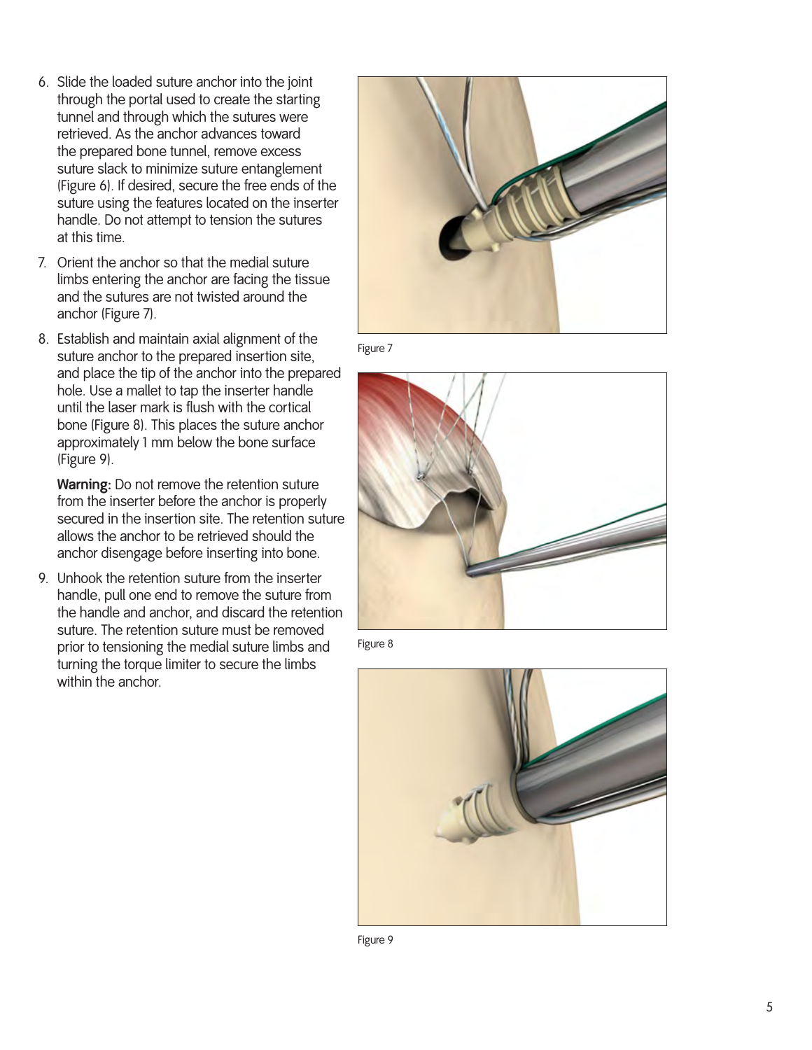6. Slide the loaded suture anchor into the joint through the portal used to create the starting tunnel and through which the sutures were retrieved. As the anchor advances toward the prepared bone tunnel, remove excess suture slack to minimize suture entanglement (Figure 6). If desired, secure the free ends of the suture using the features located on the inserter handle. Do not attempt to tension the sutures at this time.
7. Orient the anchor so that the medial suture limbs entering the anchor are facing the tissue and the sutures are not twisted around the anchor (Figure 7).
8. Establish and maintain axial alignment of the suture anchor to the prepared insertion site, and place the tip of the anchor into the prepared hole. Use a mallet to tap the inserter handle until the laser mark is flush with the cortical bone (Figure 8). This places the suture anchor approximately 1 mm below the bone surface (Figure 9).

   **Warning:** Do not remove the retention suture from the inserter before the anchor is properly secured in the insertion site. The retention suture allows the anchor to be retrieved should the anchor disengage before inserting into bone.
9. Unhook the retention suture from the inserter handle, pull one end to remove the suture from the handle and anchor, and discard the retention suture. The retention suture must be removed prior to tensioning the medial suture limbs and turning the torque limiter to secure the limbs within the anchor.

Figure 7

Figure 8

Figure 9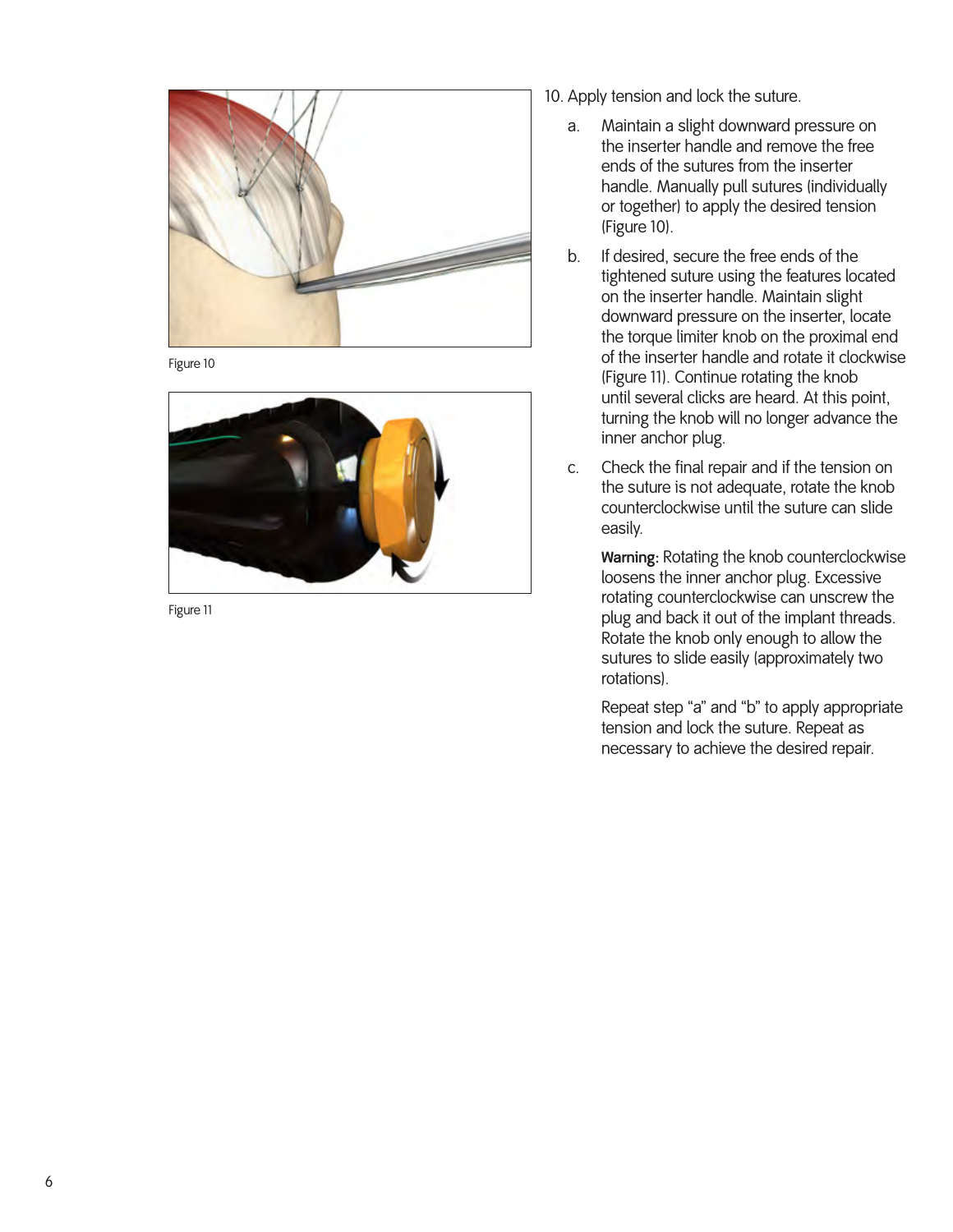Figure 10

Figure 11

10. Apply tension and lock the suture.

    a. Maintain a slight downward pressure on the inserter handle and remove the free ends of the sutures from the inserter handle. Manually pull sutures (individually or together) to apply the desired tension (Figure 10).

    b. If desired, secure the free ends of the tightened suture using the features located on the inserter handle. Maintain slight downward pressure on the inserter, locate the torque limiter knob on the proximal end of the inserter handle and rotate it clockwise (Figure 11). Continue rotating the knob until several clicks are heard. At this point, turning the knob will no longer advance the inner anchor plug.

    c. Check the final repair and if the tension on the suture is not adequate, rotate the knob counterclockwise until the suture can slide easily.

       **Warning:** Rotating the knob counterclockwise loosens the inner anchor plug. Excessive rotating counterclockwise can unscrew the plug and back it out of the implant threads. Rotate the knob only enough to allow the sutures to slide easily (approximately two rotations).

       Repeat step "a" and "b" to apply appropriate tension and lock the suture. Repeat as necessary to achieve the desired repair.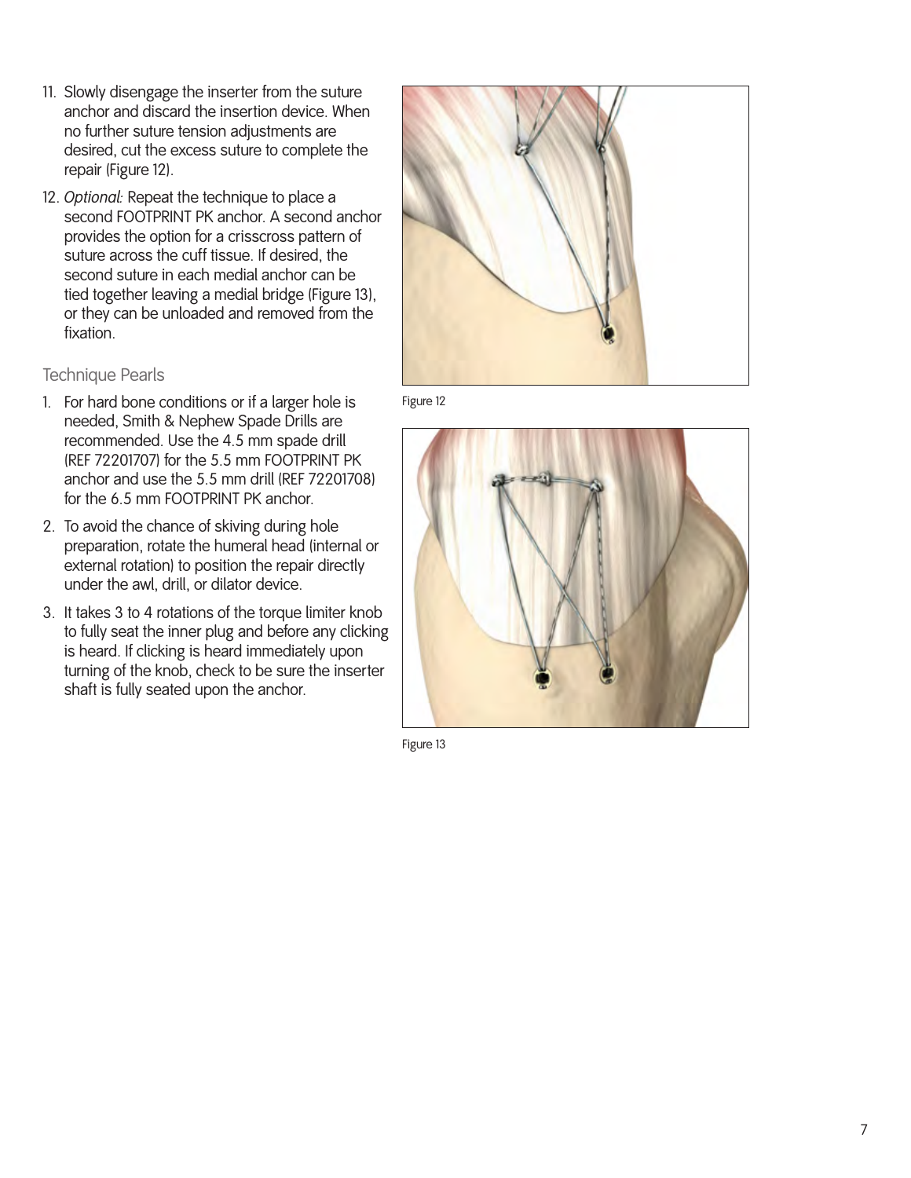11. Slowly disengage the inserter from the suture anchor and discard the insertion device. When no further suture tension adjustments are desired, cut the excess suture to complete the repair (Figure 12).
12. *Optional:* Repeat the technique to place a second FOOTPRINT PK anchor. A second anchor provides the option for a crisscross pattern of suture across the cuff tissue. If desired, the second suture in each medial anchor can be tied together leaving a medial bridge (Figure 13), or they can be unloaded and removed from the fixation.

### Technique Pearls

1. For hard bone conditions or if a larger hole is needed, Smith & Nephew Spade Drills are recommended. Use the 4.5 mm spade drill (REF 72201707) for the 5.5 mm FOOTPRINT PK anchor and use the 5.5 mm drill (REF 72201708) for the 6.5 mm FOOTPRINT PK anchor.
2. To avoid the chance of skiving during hole preparation, rotate the humeral head (internal or external rotation) to position the repair directly under the awl, drill, or dilator device.
3. It takes 3 to 4 rotations of the torque limiter knob to fully seat the inner plug and before any clicking is heard. If clicking is heard immediately upon turning of the knob, check to be sure the inserter shaft is fully seated upon the anchor.

Figure 12

Figure 13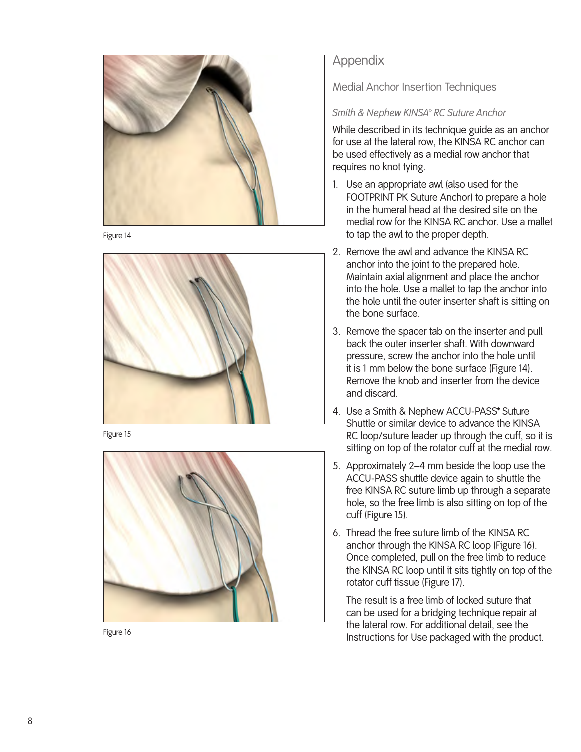Figure 14

Figure 15

Figure 16

# Appendix

## Medial Anchor Insertion Techniques

### *Smith & Nephew KINSA° RC Suture Anchor*

While described in its technique guide as an anchor for use at the lateral row, the KINSA RC anchor can be used effectively as a medial row anchor that requires no knot tying.

1. Use an appropriate awl (also used for the FOOTPRINT PK Suture Anchor) to prepare a hole in the humeral head at the desired site on the medial row for the KINSA RC anchor. Use a mallet to tap the awl to the proper depth.
2. Remove the awl and advance the KINSA RC anchor into the joint to the prepared hole. Maintain axial alignment and place the anchor into the hole. Use a mallet to tap the anchor into the hole until the outer inserter shaft is sitting on the bone surface.
3. Remove the spacer tab on the inserter and pull back the outer inserter shaft. With downward pressure, screw the anchor into the hole until it is 1 mm below the bone surface (Figure 14). Remove the knob and inserter from the device and discard.
4. Use a Smith & Nephew ACCU-PASS° Suture Shuttle or similar device to advance the KINSA RC loop/suture leader up through the cuff, so it is sitting on top of the rotator cuff at the medial row.
5. Approximately 2–4 mm beside the loop use the ACCU-PASS shuttle device again to shuttle the free KINSA RC suture limb up through a separate hole, so the free limb is also sitting on top of the cuff (Figure 15).
6. Thread the free suture limb of the KINSA RC anchor through the KINSA RC loop (Figure 16). Once completed, pull on the free limb to reduce the KINSA RC loop until it sits tightly on top of the rotator cuff tissue (Figure 17).

   The result is a free limb of locked suture that can be used for a bridging technique repair at the lateral row. For additional detail, see the Instructions for Use packaged with the product.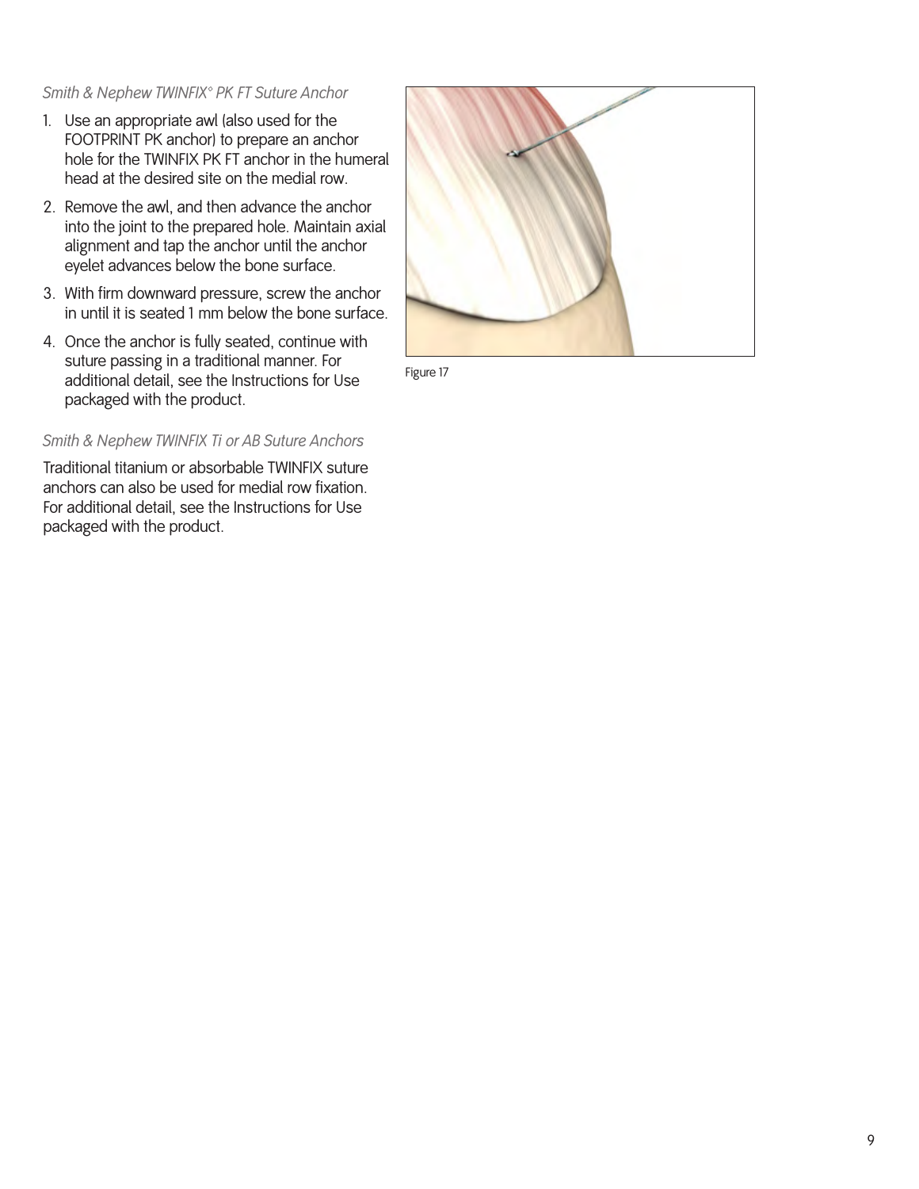*Smith & Nephew TWINFIX° PK FT Suture Anchor*

1. Use an appropriate awl (also used for the FOOTPRINT PK anchor) to prepare an anchor hole for the TWINFIX PK FT anchor in the humeral head at the desired site on the medial row.
2. Remove the awl, and then advance the anchor into the joint to the prepared hole. Maintain axial alignment and tap the anchor until the anchor eyelet advances below the bone surface.
3. With firm downward pressure, screw the anchor in until it is seated 1 mm below the bone surface.
4. Once the anchor is fully seated, continue with suture passing in a traditional manner. For additional detail, see the Instructions for Use packaged with the product.

*Smith & Nephew TWINFIX Ti or AB Suture Anchors*

Traditional titanium or absorbable TWINFIX suture anchors can also be used for medial row fixation. For additional detail, see the Instructions for Use packaged with the product.

Figure 17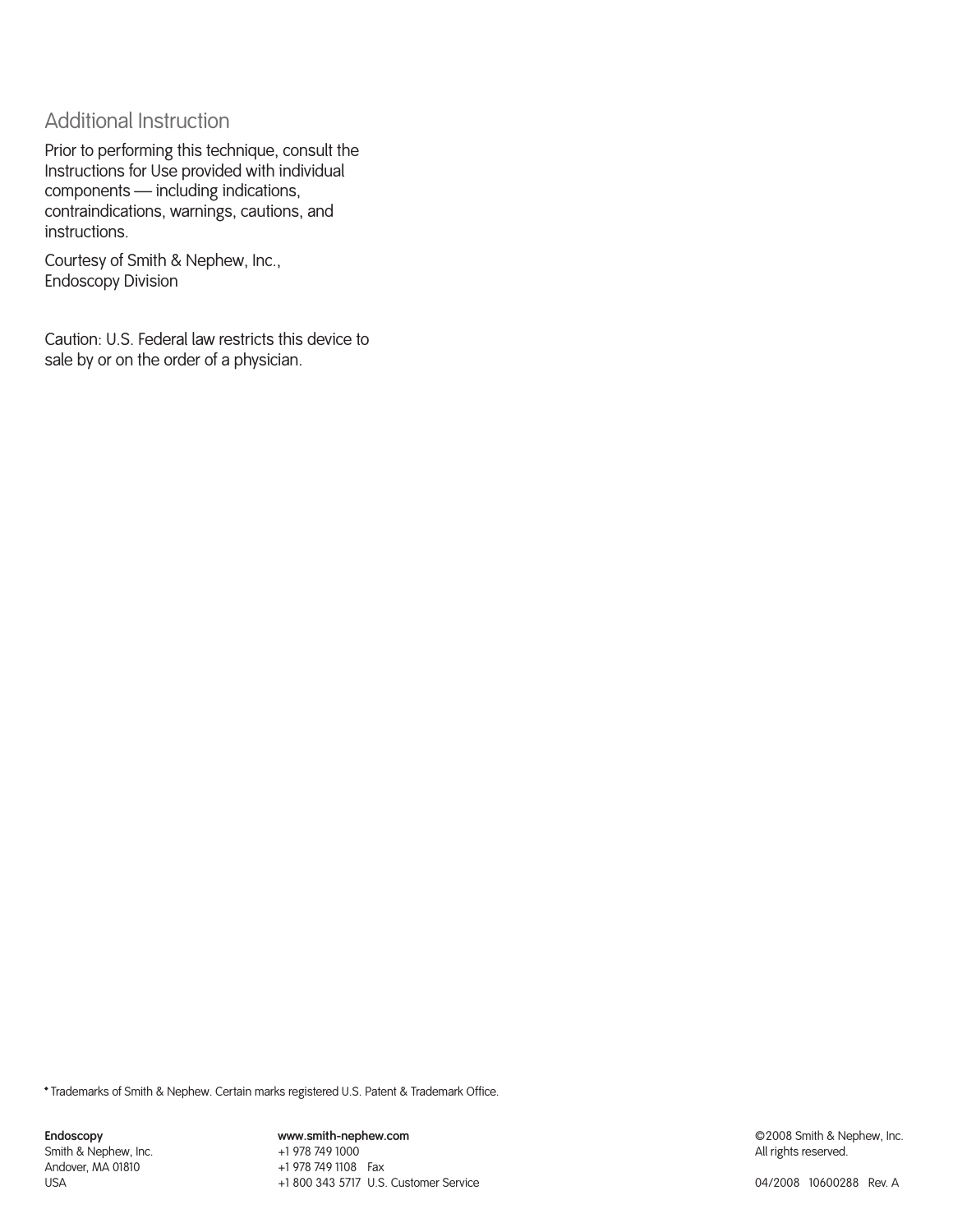## Additional Instruction

Prior to performing this technique, consult the Instructions for Use provided with individual components — including indications, contraindications, warnings, cautions, and instructions.

Courtesy of Smith & Nephew, Inc., Endoscopy Division

Caution: U.S. Federal law restricts this device to sale by or on the order of a physician.

◆ Trademarks of Smith & Nephew. Certain marks registered U.S. Patent & Trademark Office.

**Endoscopy**
Smith & Nephew, Inc.
Andover, MA 01810
USA

**www.smith-nephew.com**
+1 978 749 1000
+1 978 749 1108 Fax
+1 800 343 5717 U.S. Customer Service

©2008 Smith & Nephew, Inc.
All rights reserved.

04/2008 10600288 Rev. A